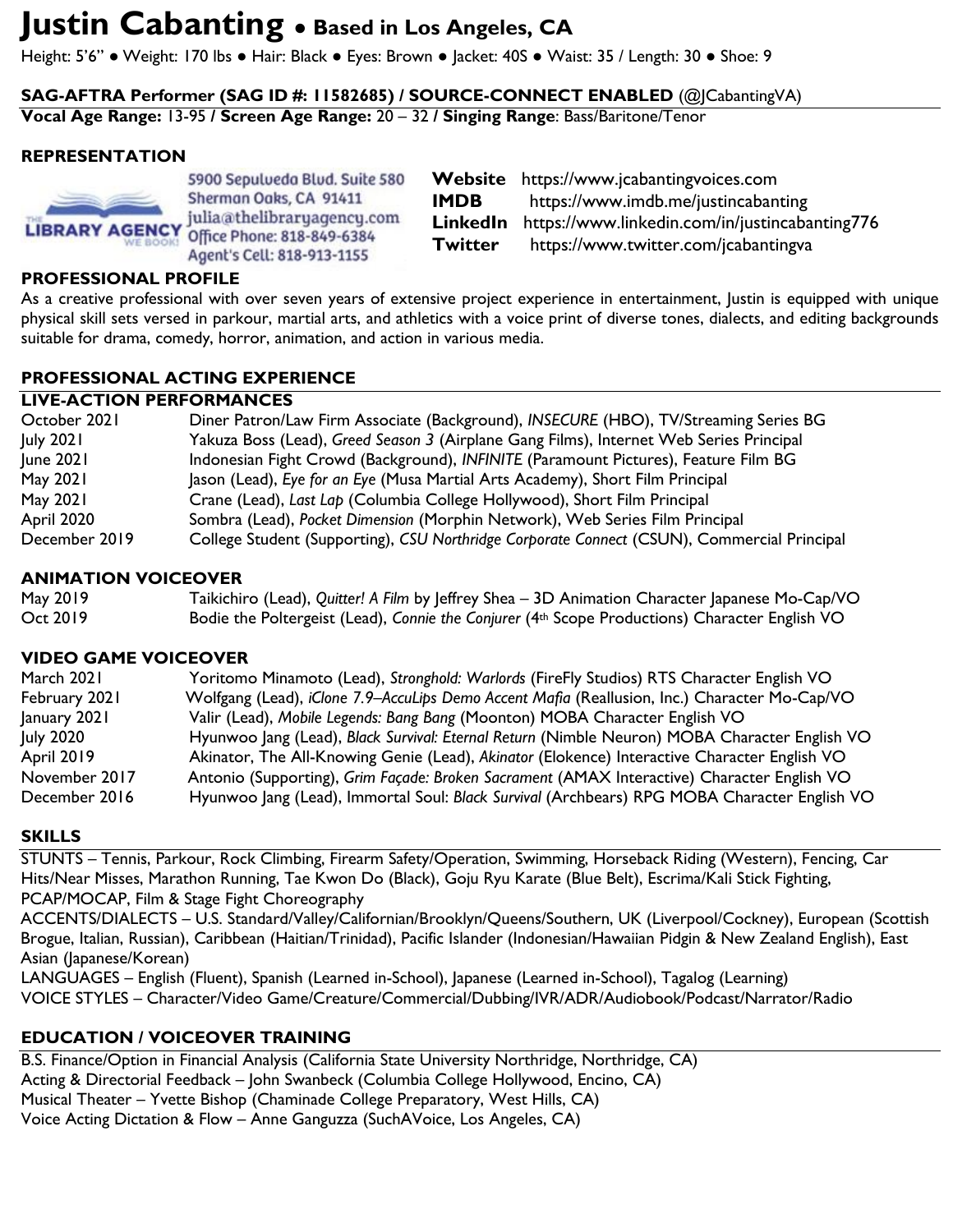# Justin Cabanting • Based in Los Angeles, CA

Height: 5'6" • Weight: 170 lbs • Hair: Black • Eyes: Brown • Jacket: 40S • Waist: 35 / Length: 30 • Shoe: 9

**SAG-AFTRA Performer (SAG ID #: 11582685) / SOURCE-CONNECT ENABLED** (@JCabantingVA)
**Vocal Age Range:** 13-95 **/ Screen Age Range:** 20 – 32 **/ Singing Range**: Bass/Baritone/Tenor

## REPRESENTATION

THE LIBRARY AGENCY WE BOOK!
5900 Sepulveda Blvd. Suite 580
Sherman Oaks, CA 91411
julia@thelibraryagency.com
Office Phone: 818-849-6384
Agent's Cell: 818-913-1155

**Website** https://www.jcabantingvoices.com
**IMDB** https://www.imdb.me/justincabanting
**LinkedIn** https://www.linkedin.com/in/justincabanting776
**Twitter** https://www.twitter.com/jcabantingva

## PROFESSIONAL PROFILE

As a creative professional with over seven years of extensive project experience in entertainment, Justin is equipped with unique physical skill sets versed in parkour, martial arts, and athletics with a voice print of diverse tones, dialects, and editing backgrounds suitable for drama, comedy, horror, animation, and action in various media.

## PROFESSIONAL ACTING EXPERIENCE

### LIVE-ACTION PERFORMANCES

| | |
|---|---|
| October 2021 | Diner Patron/Law Firm Associate (Background), *INSECURE* (HBO), TV/Streaming Series BG |
| July 2021 | Yakuza Boss (Lead), *Greed Season 3* (Airplane Gang Films), Internet Web Series Principal |
| June 2021 | Indonesian Fight Crowd (Background), *INFINITE* (Paramount Pictures), Feature Film BG |
| May 2021 | Jason (Lead), *Eye for an Eye* (Musa Martial Arts Academy), Short Film Principal |
| May 2021 | Crane (Lead), *Last Lap* (Columbia College Hollywood), Short Film Principal |
| April 2020 | Sombra (Lead), *Pocket Dimension* (Morphin Network), Web Series Film Principal |
| December 2019 | College Student (Supporting), *CSU Northridge Corporate Connect* (CSUN), Commercial Principal |

### ANIMATION VOICEOVER

| | |
|---|---|
| May 2019 | Taikichiro (Lead), *Quitter! A Film* by Jeffrey Shea – 3D Animation Character Japanese Mo-Cap/VO |
| Oct 2019 | Bodie the Poltergeist (Lead), *Connie the Conjurer* (4th Scope Productions) Character English VO |

### VIDEO GAME VOICEOVER

| | |
|---|---|
| March 2021 | Yoritomo Minamoto (Lead), *Stronghold: Warlords* (FireFly Studios) RTS Character English VO |
| February 2021 | Wolfgang (Lead), *iClone 7.9–AccuLips Demo Accent Mafia* (Reallusion, Inc.) Character Mo-Cap/VO |
| January 2021 | Valir (Lead), *Mobile Legends: Bang Bang* (Moonton) MOBA Character English VO |
| July 2020 | Hyunwoo Jang (Lead), *Black Survival: Eternal Return* (Nimble Neuron) MOBA Character English VO |
| April 2019 | Akinator, The All-Knowing Genie (Lead), *Akinator* (Elokence) Interactive Character English VO |
| November 2017 | Antonio (Supporting), *Grim Façade: Broken Sacrament* (AMAX Interactive) Character English VO |
| December 2016 | Hyunwoo Jang (Lead), Immortal Soul: *Black Survival* (Archbears) RPG MOBA Character English VO |

## SKILLS

STUNTS – Tennis, Parkour, Rock Climbing, Firearm Safety/Operation, Swimming, Horseback Riding (Western), Fencing, Car Hits/Near Misses, Marathon Running, Tae Kwon Do (Black), Goju Ryu Karate (Blue Belt), Escrima/Kali Stick Fighting, PCAP/MOCAP, Film & Stage Fight Choreography

ACCENTS/DIALECTS – U.S. Standard/Valley/Californian/Brooklyn/Queens/Southern, UK (Liverpool/Cockney), European (Scottish Brogue, Italian, Russian), Caribbean (Haitian/Trinidad), Pacific Islander (Indonesian/Hawaiian Pidgin & New Zealand English), East Asian (Japanese/Korean)

LANGUAGES – English (Fluent), Spanish (Learned in-School), Japanese (Learned in-School), Tagalog (Learning)

VOICE STYLES – Character/Video Game/Creature/Commercial/Dubbing/IVR/ADR/Audiobook/Podcast/Narrator/Radio

## EDUCATION / VOICEOVER TRAINING

B.S. Finance/Option in Financial Analysis (California State University Northridge, Northridge, CA)
Acting & Directorial Feedback – John Swanbeck (Columbia College Hollywood, Encino, CA)
Musical Theater – Yvette Bishop (Chaminade College Preparatory, West Hills, CA)
Voice Acting Dictation & Flow – Anne Ganguzza (SuchAVoice, Los Angeles, CA)